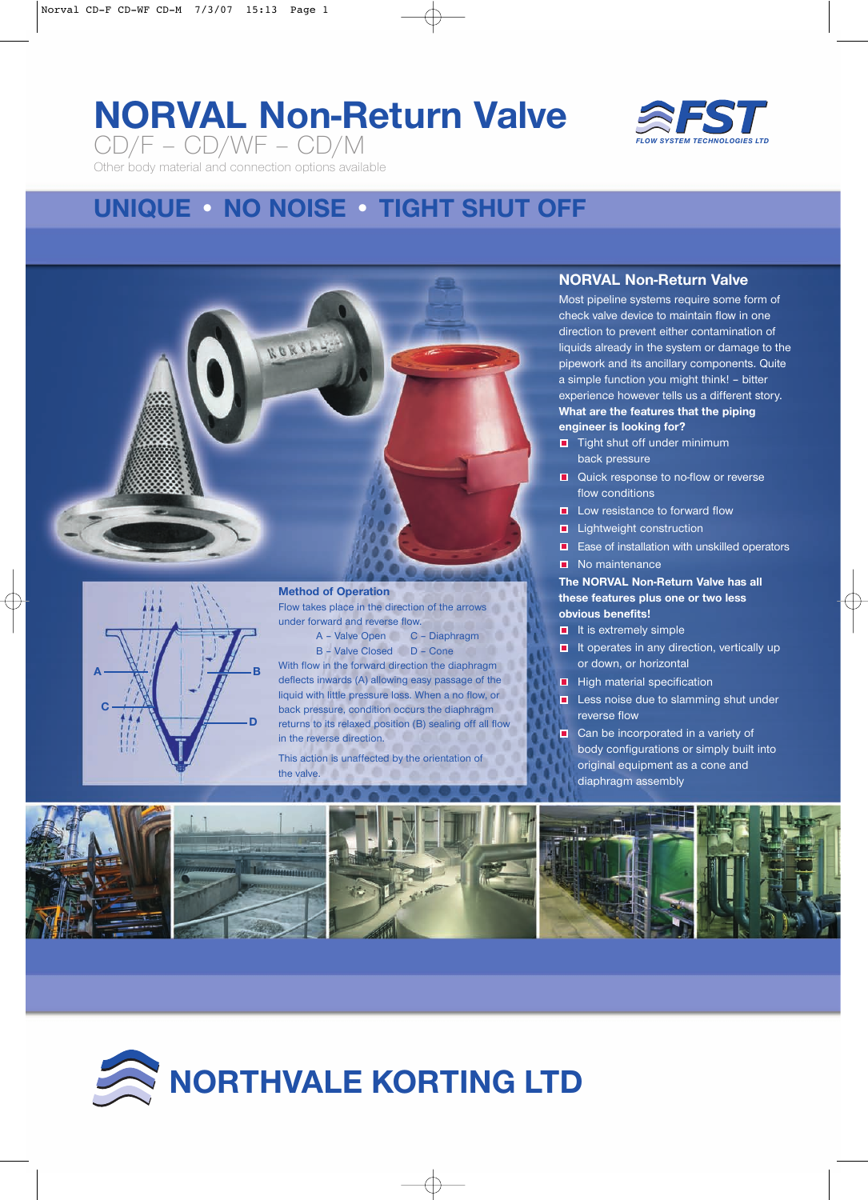# NORVAL Non-Return Valve

CD/F – CD/WF – CD/M

Other body material and connection options available

FST
FLOW SYSTEM TECHNOLOGIES LTD

## UNIQUE • NO NOISE • TIGHT SHUT OFF

## NORVAL Non-Return Valve

Most pipeline systems require some form of check valve device to maintain flow in one direction to prevent either contamination of liquids already in the system or damage to the pipework and its ancillary components. Quite a simple function you might think! – bitter experience however tells us a different story.

**What are the features that the piping engineer is looking for?**

- Tight shut off under minimum back pressure
- Quick response to no-flow or reverse flow conditions
- Low resistance to forward flow
- Lightweight construction
- Ease of installation with unskilled operators
- No maintenance

**The NORVAL Non-Return Valve has all these features plus one or two less obvious benefits!**

- It is extremely simple
- It operates in any direction, vertically up or down, or horizontal
- High material specification
- Less noise due to slamming shut under reverse flow
- Can be incorporated in a variety of body configurations or simply built into original equipment as a cone and diaphragm assembly

### Method of Operation

Flow takes place in the direction of the arrows under forward and reverse flow.

A – Valve Open C – Diaphragm
B – Valve Closed D – Cone

With flow in the forward direction the diaphragm deflects inwards (A) allowing easy passage of the liquid with little pressure loss. When a no flow, or back pressure, condition occurs the diaphragm returns to its relaxed position (B) sealing off all flow in the reverse direction.

This action is unaffected by the orientation of the valve.

## NORTHVALE KORTING LTD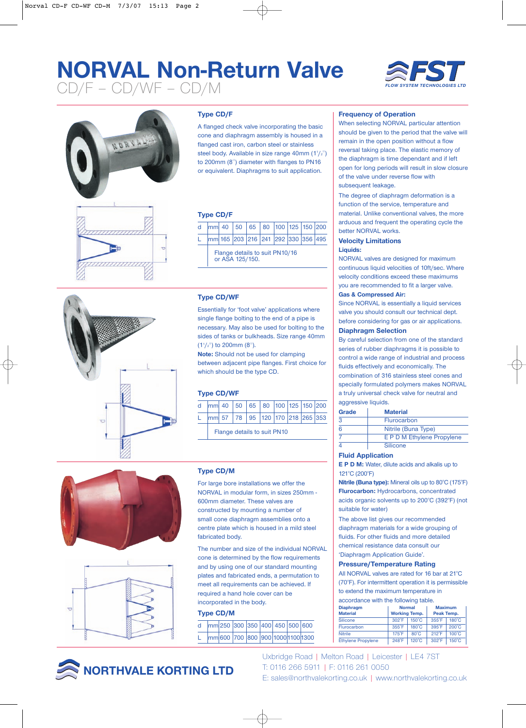# NORVAL Non-Return Valve

CD/F – CD/WF – CD/M

FST
FLOW SYSTEM TECHNOLOGIES LTD

### Type CD/F

A flanged check valve incorporating the basic cone and diaphragm assembly is housed in a flanged cast iron, carbon steel or stainless steel body. Available in size range 40mm (1½") to 200mm (8") diameter with flanges to PN16 or equivalent. Diaphragms to suit application.

### Type CD/F

| | | | | | | | | | |
|---|---|---|---|---|---|---|---|---|---|
| d | mm | 40 | 50 | 65 | 80 | 100 | 125 | 150 | 200 |
| L | mm | 165 | 203 | 216 | 241 | 292 | 330 | 356 | 495 |

Flange details to suit PN10/16 or ASA 125/150.

### Type CD/WF

Essentially for 'foot valve' applications where single flange bolting to the end of a pipe is necessary. May also be used for bolting to the sides of tanks or bulkheads. Size range 40mm (1½") to 200mm (8").

**Note:** Should not be used for clamping between adjacent pipe flanges. First choice for which should be the type CD.

### Type CD/WF

| | | | | | | | | | |
|---|---|---|---|---|---|---|---|---|---|
| d | mm | 40 | 50 | 65 | 80 | 100 | 125 | 150 | 200 |
| L | mm | 57 | 78 | 95 | 120 | 170 | 218 | 265 | 353 |

Flange details to suit PN10

### Type CD/M

For large bore installations we offer the NORVAL in modular form, in sizes 250mm - 600mm diameter. These valves are constructed by mounting a number of small cone diaphragm assemblies onto a centre plate which is housed in a mild steel fabricated body.

The number and size of the individual NORVAL cone is determined by the flow requirements and by using one of our standard mounting plates and fabricated ends, a permutation to meet all requirements can be achieved. If required a hand hole cover can be incorporated in the body.

### Type CD/M

| | | | | | | | | |
|---|---|---|---|---|---|---|---|---|
| d | mm | 250 | 300 | 350 | 400 | 450 | 500 | 600 |
| L | mm | 600 | 700 | 800 | 900 | 1000 | 1100 | 1300 |

### Frequency of Operation

When selecting NORVAL particular attention should be given to the period that the valve will remain in the open position without a flow reversal taking place. The elastic memory of the diaphragm is time dependant and if left open for long periods will result in slow closure of the valve under reverse flow with subsequent leakage.

The degree of diaphragm deformation is a function of the service, temperature and material. Unlike conventional valves, the more arduous and frequent the operating cycle the better NORVAL works.

### Velocity Limitations

**Liquids:**

NORVAL valves are designed for maximum continuous liquid velocities of 10ft/sec. Where velocity conditions exceed these maximums you are recommended to fit a larger valve.

**Gas & Compressed Air:**

Since NORVAL is essentially a liquid services valve you should consult our technical dept. before considering for gas or air applications.

### Diaphragm Selection

By careful selection from one of the standard series of rubber diaphragms it is possible to control a wide range of industrial and process fluids effectively and economically. The combination of 316 stainless steel cones and specially formulated polymers makes NORVAL a truly universal check valve for neutral and aggressive liquids.

| Grade | Material |
|---|---|
| 3 | Flurocarbon |
| 6 | Nitrile (Buna Type) |
| 7 | E P D M Ethylene Propylene |
| 4 | Silicone |

### Fluid Application

**E P D M:** Water, dilute acids and alkalis up to 121°C (200°F)

**Nitrile (Buna type):** Mineral oils up to 80°C (175°F)

**Flurocarbon:** Hydrocarbons, concentrated acids organic solvents up to 200°C (392°F) (not suitable for water)

The above list gives our recommended diaphragm materials for a wide grouping of fluids. For other fluids and more detailed chemical resistance data consult our 'Diaphragm Application Guide'.

### Pressure/Temperature Rating

All NORVAL valves are rated for 16 bar at 21°C (70°F). For intermittent operation it is permissible to extend the maximum temperature in accordance with the following table.

| Diaphragm Material | Normal Working Temp. | | Maximum Peak Temp. | |
|---|---|---|---|---|
| Silicone | 302°F | 150°C | 355°F | 180°C |
| Flurocarbon | 355°F | 180°C | 395°F | 200°C |
| Nitrile | 175°F | 80°C | 212°F | 100°C |
| Ethylene Propylene | 248°F | 120°C | 302°F | 150°C |

**NORTHVALE KORTING LTD**

Uxbridge Road | Melton Road | Leicester | LE4 7ST
T: 0116 266 5911 | F: 0116 261 0050
E: sales@northvalekorting.co.uk | www.northvalekorting.co.uk